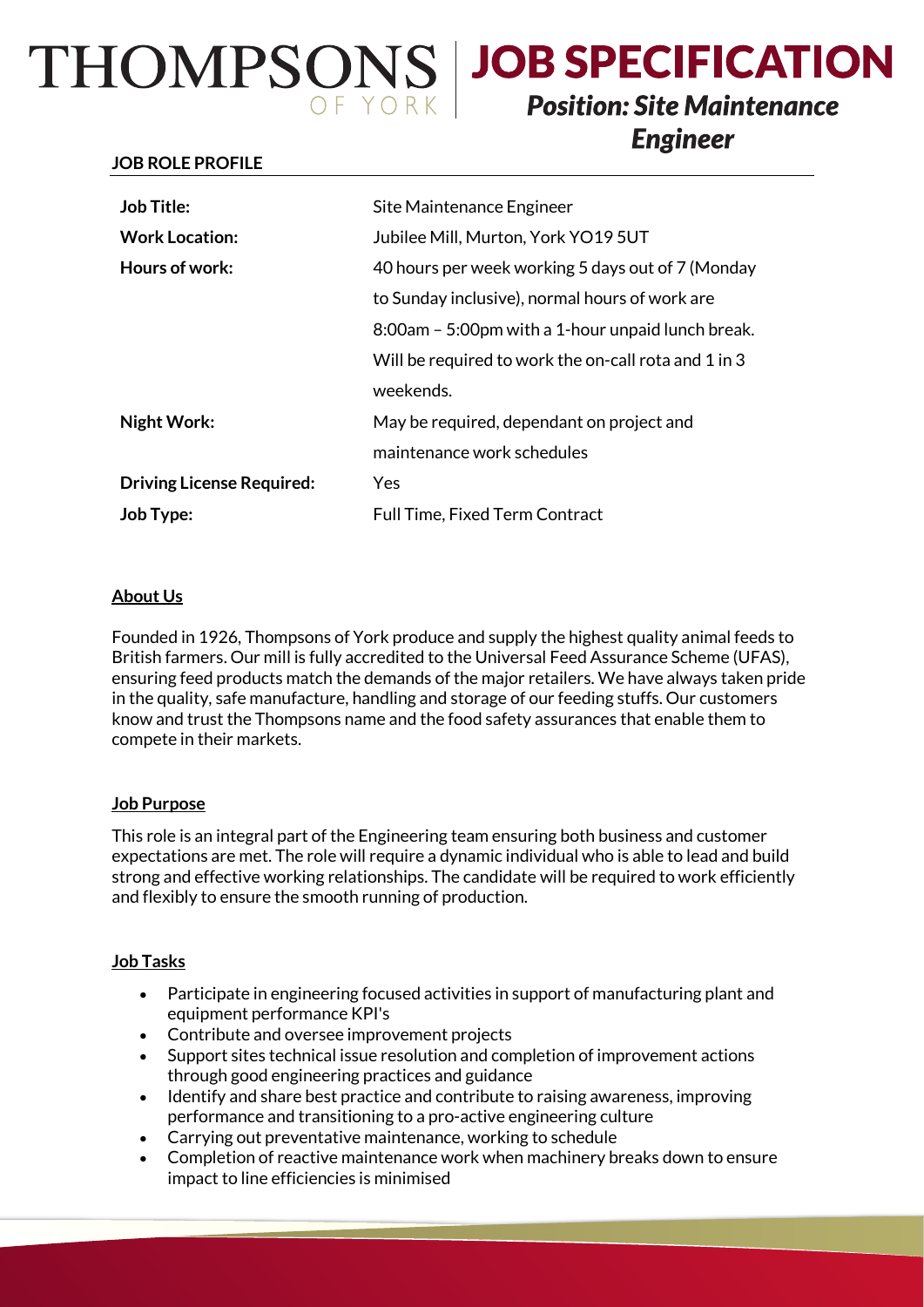# THOMPSONS OF YORK

# JOB SPECIFICATION

## *Position: Site Maintenance Engineer*

**JOB ROLE PROFILE**

| | |
|---|---|
| **Job Title:** | Site Maintenance Engineer |
| **Work Location:** | Jubilee Mill, Murton, York YO19 5UT |
| **Hours of work:** | 40 hours per week working 5 days out of 7 (Monday to Sunday inclusive), normal hours of work are 8:00am – 5:00pm with a 1-hour unpaid lunch break. Will be required to work the on-call rota and 1 in 3 weekends. |
| **Night Work:** | May be required, dependant on project and maintenance work schedules |
| **Driving License Required:** | Yes |
| **Job Type:** | Full Time, Fixed Term Contract |

### About Us

Founded in 1926, Thompsons of York produce and supply the highest quality animal feeds to British farmers. Our mill is fully accredited to the Universal Feed Assurance Scheme (UFAS), ensuring feed products match the demands of the major retailers. We have always taken pride in the quality, safe manufacture, handling and storage of our feeding stuffs. Our customers know and trust the Thompsons name and the food safety assurances that enable them to compete in their markets.

### Job Purpose

This role is an integral part of the Engineering team ensuring both business and customer expectations are met. The role will require a dynamic individual who is able to lead and build strong and effective working relationships. The candidate will be required to work efficiently and flexibly to ensure the smooth running of production.

### Job Tasks

- Participate in engineering focused activities in support of manufacturing plant and equipment performance KPI's
- Contribute and oversee improvement projects
- Support sites technical issue resolution and completion of improvement actions through good engineering practices and guidance
- Identify and share best practice and contribute to raising awareness, improving performance and transitioning to a pro-active engineering culture
- Carrying out preventative maintenance, working to schedule
- Completion of reactive maintenance work when machinery breaks down to ensure impact to line efficiencies is minimised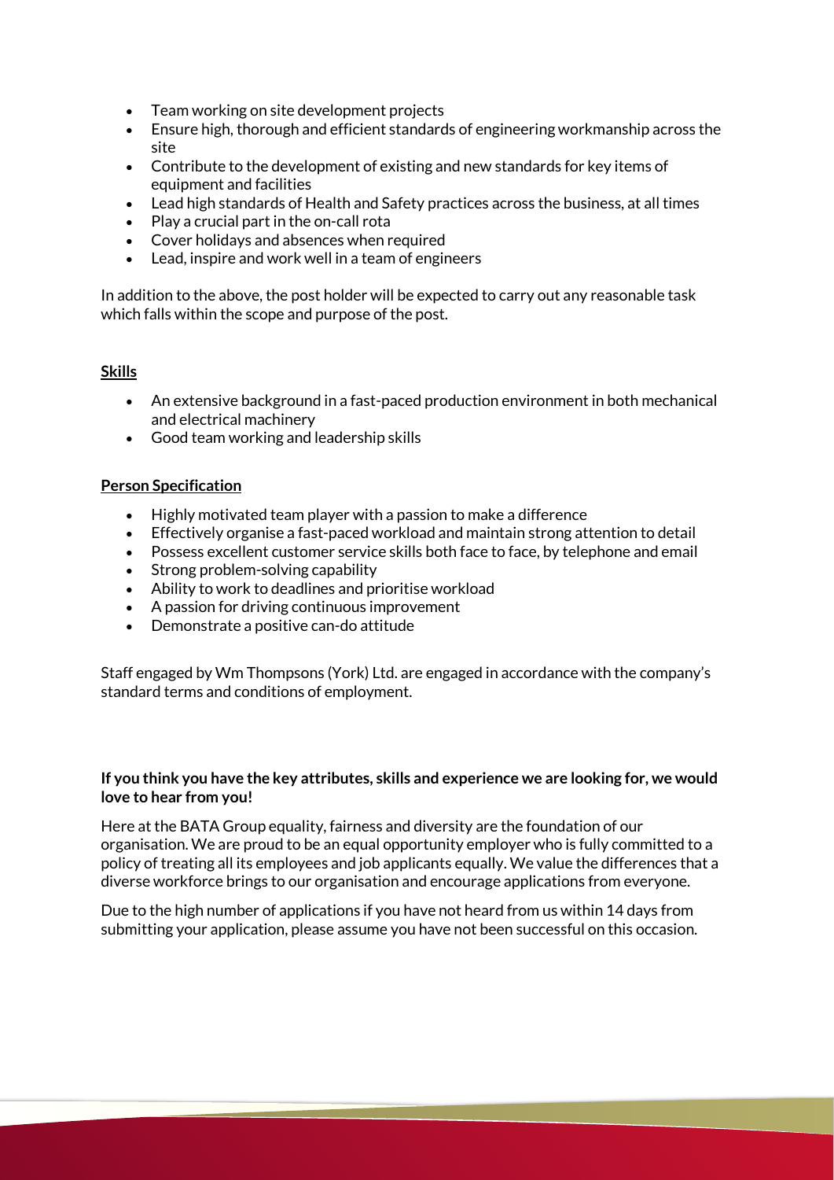- Team working on site development projects
- Ensure high, thorough and efficient standards of engineering workmanship across the site
- Contribute to the development of existing and new standards for key items of equipment and facilities
- Lead high standards of Health and Safety practices across the business, at all times
- Play a crucial part in the on-call rota
- Cover holidays and absences when required
- Lead, inspire and work well in a team of engineers

In addition to the above, the post holder will be expected to carry out any reasonable task which falls within the scope and purpose of the post.

## Skills

- An extensive background in a fast-paced production environment in both mechanical and electrical machinery
- Good team working and leadership skills

## Person Specification

- Highly motivated team player with a passion to make a difference
- Effectively organise a fast-paced workload and maintain strong attention to detail
- Possess excellent customer service skills both face to face, by telephone and email
- Strong problem-solving capability
- Ability to work to deadlines and prioritise workload
- A passion for driving continuous improvement
- Demonstrate a positive can-do attitude

Staff engaged by Wm Thompsons (York) Ltd. are engaged in accordance with the company's standard terms and conditions of employment.

**If you think you have the key attributes, skills and experience we are looking for, we would love to hear from you!**

Here at the BATA Group equality, fairness and diversity are the foundation of our organisation. We are proud to be an equal opportunity employer who is fully committed to a policy of treating all its employees and job applicants equally. We value the differences that a diverse workforce brings to our organisation and encourage applications from everyone.

Due to the high number of applications if you have not heard from us within 14 days from submitting your application, please assume you have not been successful on this occasion.